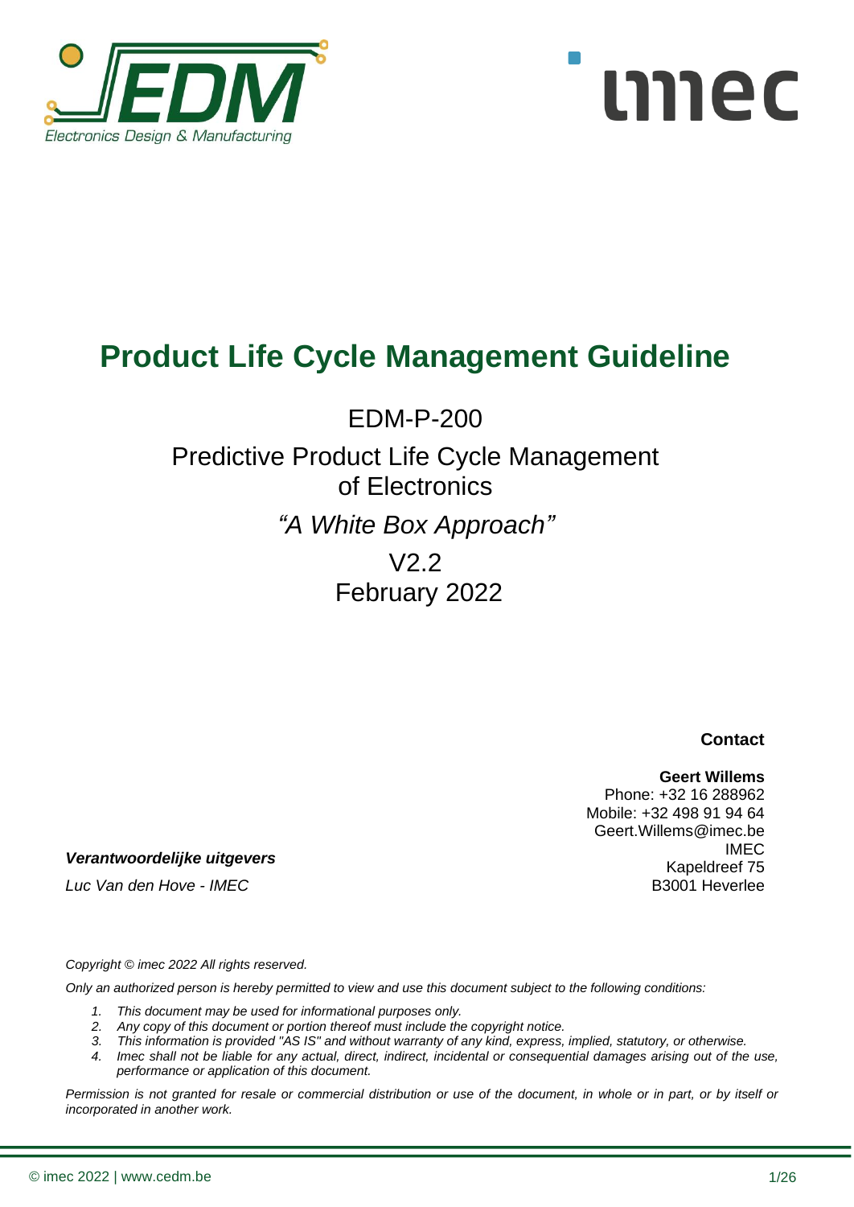# Product Life Cycle Management Guideline

EDM-P-200

Predictive Product Life Cycle Management of Electronics

*"A White Box Approach"*

V2.2

February 2022

**Contact**

**Geert Willems**
Phone: +32 16 288962
Mobile: +32 498 91 94 64
Geert.Willems@imec.be
IMEC
Kapeldreef 75
B3001 Heverlee

***Verantwoordelijke uitgevers***

*Luc Van den Hove - IMEC*

*Copyright © imec 2022 All rights reserved.*

*Only an authorized person is hereby permitted to view and use this document subject to the following conditions:*

1. *This document may be used for informational purposes only.*
2. *Any copy of this document or portion thereof must include the copyright notice.*
3. *This information is provided "AS IS" and without warranty of any kind, express, implied, statutory, or otherwise.*
4. *Imec shall not be liable for any actual, direct, indirect, incidental or consequential damages arising out of the use, performance or application of this document.*

*Permission is not granted for resale or commercial distribution or use of the document, in whole or in part, or by itself or incorporated in another work.*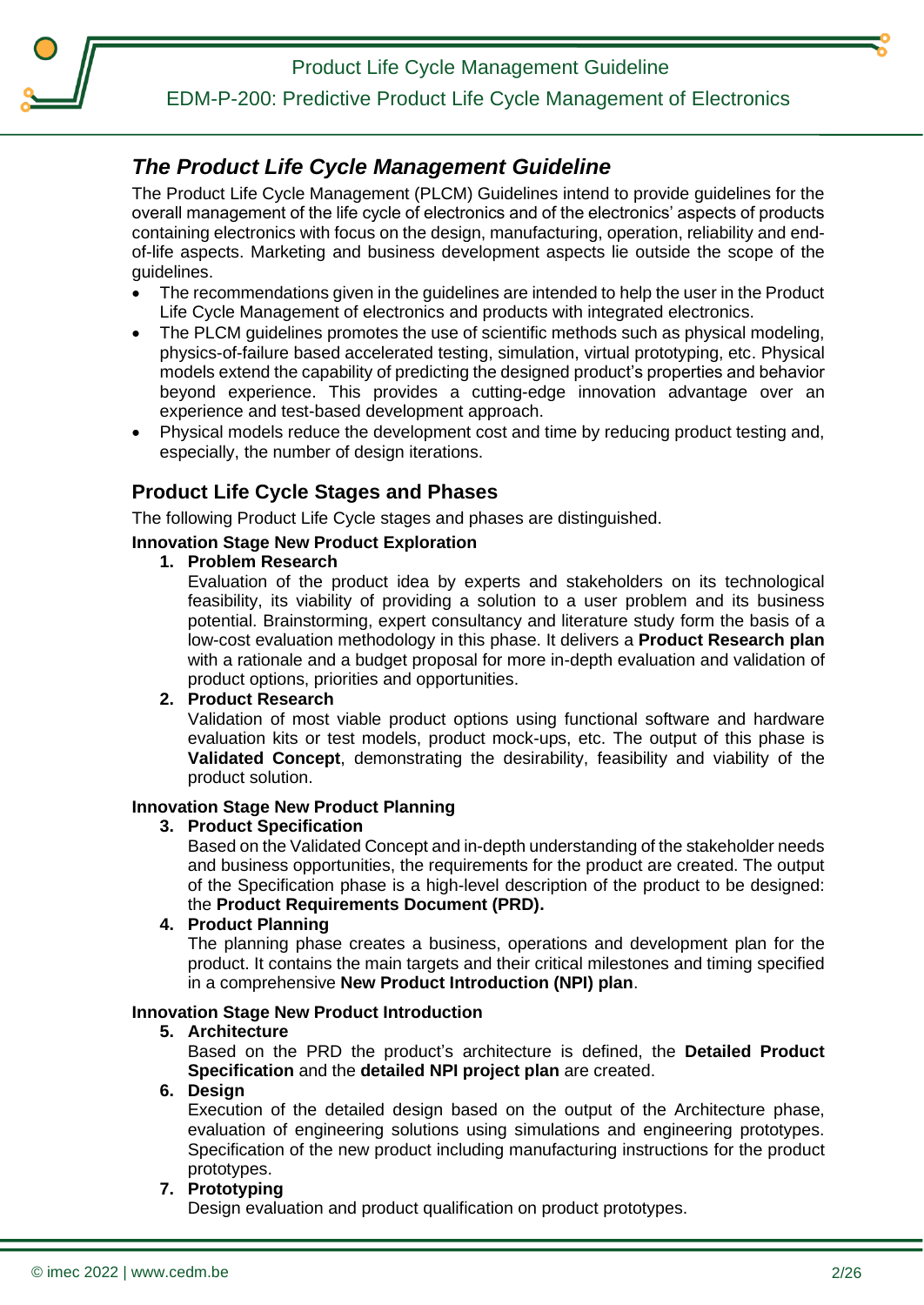## *The Product Life Cycle Management Guideline*

The Product Life Cycle Management (PLCM) Guidelines intend to provide guidelines for the overall management of the life cycle of electronics and of the electronics' aspects of products containing electronics with focus on the design, manufacturing, operation, reliability and end-of-life aspects. Marketing and business development aspects lie outside the scope of the guidelines.

- The recommendations given in the guidelines are intended to help the user in the Product Life Cycle Management of electronics and products with integrated electronics.
- The PLCM guidelines promotes the use of scientific methods such as physical modeling, physics-of-failure based accelerated testing, simulation, virtual prototyping, etc. Physical models extend the capability of predicting the designed product's properties and behavior beyond experience. This provides a cutting-edge innovation advantage over an experience and test-based development approach.
- Physical models reduce the development cost and time by reducing product testing and, especially, the number of design iterations.

## Product Life Cycle Stages and Phases

The following Product Life Cycle stages and phases are distinguished.

**Innovation Stage New Product Exploration**

1. **Problem Research**
   Evaluation of the product idea by experts and stakeholders on its technological feasibility, its viability of providing a solution to a user problem and its business potential. Brainstorming, expert consultancy and literature study form the basis of a low-cost evaluation methodology in this phase. It delivers a **Product Research plan** with a rationale and a budget proposal for more in-depth evaluation and validation of product options, priorities and opportunities.
2. **Product Research**
   Validation of most viable product options using functional software and hardware evaluation kits or test models, product mock-ups, etc. The output of this phase is **Validated Concept**, demonstrating the desirability, feasibility and viability of the product solution.

**Innovation Stage New Product Planning**

3. **Product Specification**
   Based on the Validated Concept and in-depth understanding of the stakeholder needs and business opportunities, the requirements for the product are created. The output of the Specification phase is a high-level description of the product to be designed: the **Product Requirements Document (PRD).**
4. **Product Planning**
   The planning phase creates a business, operations and development plan for the product. It contains the main targets and their critical milestones and timing specified in a comprehensive **New Product Introduction (NPI) plan**.

**Innovation Stage New Product Introduction**

5. **Architecture**
   Based on the PRD the product's architecture is defined, the **Detailed Product Specification** and the **detailed NPI project plan** are created.
6. **Design**
   Execution of the detailed design based on the output of the Architecture phase, evaluation of engineering solutions using simulations and engineering prototypes. Specification of the new product including manufacturing instructions for the product prototypes.
7. **Prototyping**
   Design evaluation and product qualification on product prototypes.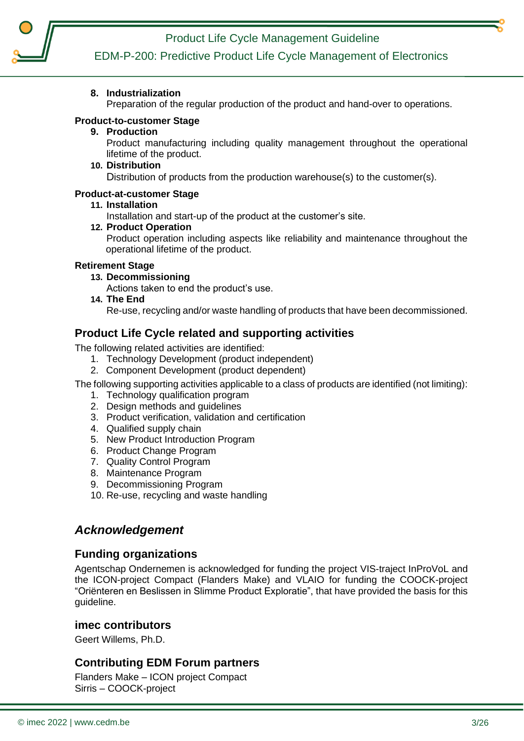8. **Industrialization**
   Preparation of the regular production of the product and hand-over to operations.

**Product-to-customer Stage**

9. **Production**
   Product manufacturing including quality management throughout the operational lifetime of the product.
10. **Distribution**
    Distribution of products from the production warehouse(s) to the customer(s).

**Product-at-customer Stage**

11. **Installation**
    Installation and start-up of the product at the customer's site.
12. **Product Operation**
    Product operation including aspects like reliability and maintenance throughout the operational lifetime of the product.

**Retirement Stage**

13. **Decommissioning**
    Actions taken to end the product's use.
14. **The End**
    Re-use, recycling and/or waste handling of products that have been decommissioned.

## Product Life Cycle related and supporting activities

The following related activities are identified:

1. Technology Development (product independent)
2. Component Development (product dependent)

The following supporting activities applicable to a class of products are identified (not limiting):

1. Technology qualification program
2. Design methods and guidelines
3. Product verification, validation and certification
4. Qualified supply chain
5. New Product Introduction Program
6. Product Change Program
7. Quality Control Program
8. Maintenance Program
9. Decommissioning Program
10. Re-use, recycling and waste handling

# *Acknowledgement*

## Funding organizations

Agentschap Ondernemen is acknowledged for funding the project VIS-traject InProVoL and the ICON-project Compact (Flanders Make) and VLAIO for funding the COOCK-project "Oriënteren en Beslissen in Slimme Product Exploratie", that have provided the basis for this guideline.

## imec contributors

Geert Willems, Ph.D.

## Contributing EDM Forum partners

Flanders Make – ICON project Compact
Sirris – COOCK-project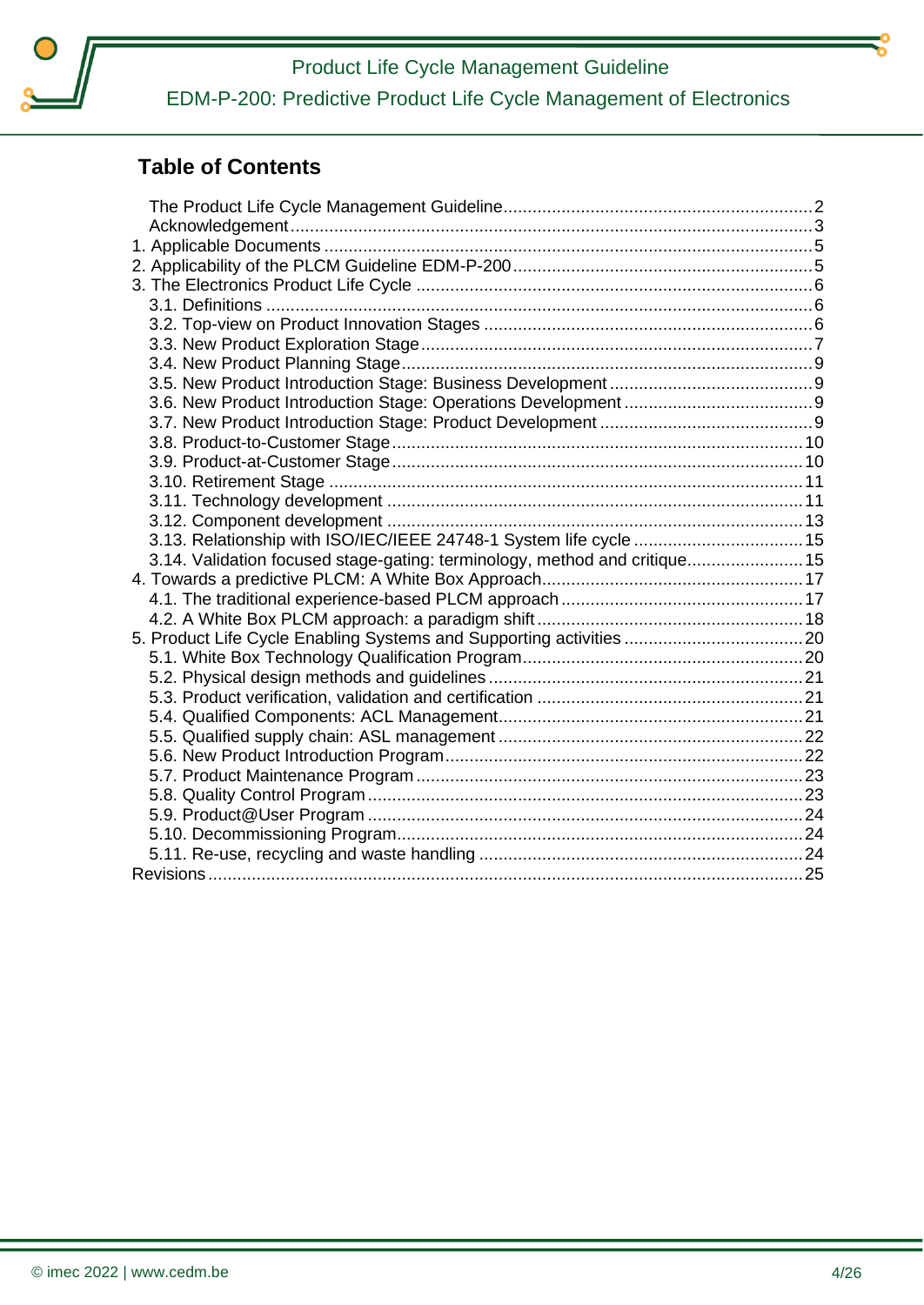## Table of Contents

- The Product Life Cycle Management Guideline ... 2
- Acknowledgement ... 3
- 1. Applicable Documents ... 5
- 2. Applicability of the PLCM Guideline EDM-P-200 ... 5
- 3. The Electronics Product Life Cycle ... 6
  - 3.1. Definitions ... 6
  - 3.2. Top-view on Product Innovation Stages ... 6
  - 3.3. New Product Exploration Stage ... 7
  - 3.4. New Product Planning Stage ... 9
  - 3.5. New Product Introduction Stage: Business Development ... 9
  - 3.6. New Product Introduction Stage: Operations Development ... 9
  - 3.7. New Product Introduction Stage: Product Development ... 9
  - 3.8. Product-to-Customer Stage ... 10
  - 3.9. Product-at-Customer Stage ... 10
  - 3.10. Retirement Stage ... 11
  - 3.11. Technology development ... 11
  - 3.12. Component development ... 13
  - 3.13. Relationship with ISO/IEC/IEEE 24748-1 System life cycle ... 15
  - 3.14. Validation focused stage-gating: terminology, method and critique ... 15
- 4. Towards a predictive PLCM: A White Box Approach ... 17
  - 4.1. The traditional experience-based PLCM approach ... 17
  - 4.2. A White Box PLCM approach: a paradigm shift ... 18
- 5. Product Life Cycle Enabling Systems and Supporting activities ... 20
  - 5.1. White Box Technology Qualification Program ... 20
  - 5.2. Physical design methods and guidelines ... 21
  - 5.3. Product verification, validation and certification ... 21
  - 5.4. Qualified Components: ACL Management ... 21
  - 5.5. Qualified supply chain: ASL management ... 22
  - 5.6. New Product Introduction Program ... 22
  - 5.7. Product Maintenance Program ... 23
  - 5.8. Quality Control Program ... 23
  - 5.9. Product@User Program ... 24
  - 5.10. Decommissioning Program ... 24
  - 5.11. Re-use, recycling and waste handling ... 24
- Revisions ... 25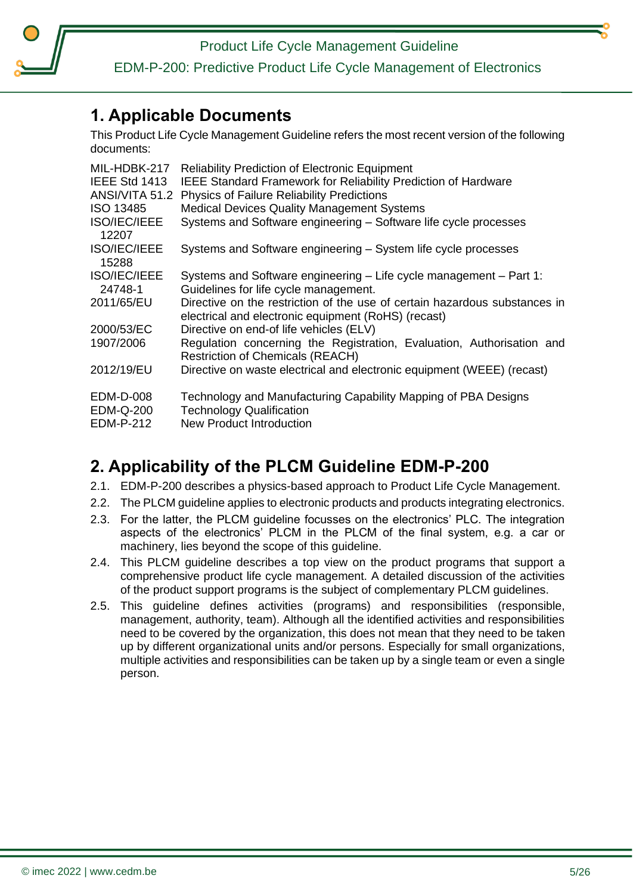## 1. Applicable Documents

This Product Life Cycle Management Guideline refers the most recent version of the following documents:

| | |
|---|---|
| MIL-HDBK-217 | Reliability Prediction of Electronic Equipment |
| IEEE Std 1413 | IEEE Standard Framework for Reliability Prediction of Hardware |
| ANSI/VITA 51.2 | Physics of Failure Reliability Predictions |
| ISO 13485 | Medical Devices Quality Management Systems |
| ISO/IEC/IEEE 12207 | Systems and Software engineering – Software life cycle processes |
| ISO/IEC/IEEE 15288 | Systems and Software engineering – System life cycle processes |
| ISO/IEC/IEEE 24748-1 | Systems and Software engineering – Life cycle management – Part 1: Guidelines for life cycle management. |
| 2011/65/EU | Directive on the restriction of the use of certain hazardous substances in electrical and electronic equipment (RoHS) (recast) |
| 2000/53/EC | Directive on end-of life vehicles (ELV) |
| 1907/2006 | Regulation concerning the Registration, Evaluation, Authorisation and Restriction of Chemicals (REACH) |
| 2012/19/EU | Directive on waste electrical and electronic equipment (WEEE) (recast) |
| EDM-D-008 | Technology and Manufacturing Capability Mapping of PBA Designs |
| EDM-Q-200 | Technology Qualification |
| EDM-P-212 | New Product Introduction |

## 2. Applicability of the PLCM Guideline EDM-P-200

2.1. EDM-P-200 describes a physics-based approach to Product Life Cycle Management.

2.2. The PLCM guideline applies to electronic products and products integrating electronics.

2.3. For the latter, the PLCM guideline focusses on the electronics' PLC. The integration aspects of the electronics' PLCM in the PLCM of the final system, e.g. a car or machinery, lies beyond the scope of this guideline.

2.4. This PLCM guideline describes a top view on the product programs that support a comprehensive product life cycle management. A detailed discussion of the activities of the product support programs is the subject of complementary PLCM guidelines.

2.5. This guideline defines activities (programs) and responsibilities (responsible, management, authority, team). Although all the identified activities and responsibilities need to be covered by the organization, this does not mean that they need to be taken up by different organizational units and/or persons. Especially for small organizations, multiple activities and responsibilities can be taken up by a single team or even a single person.